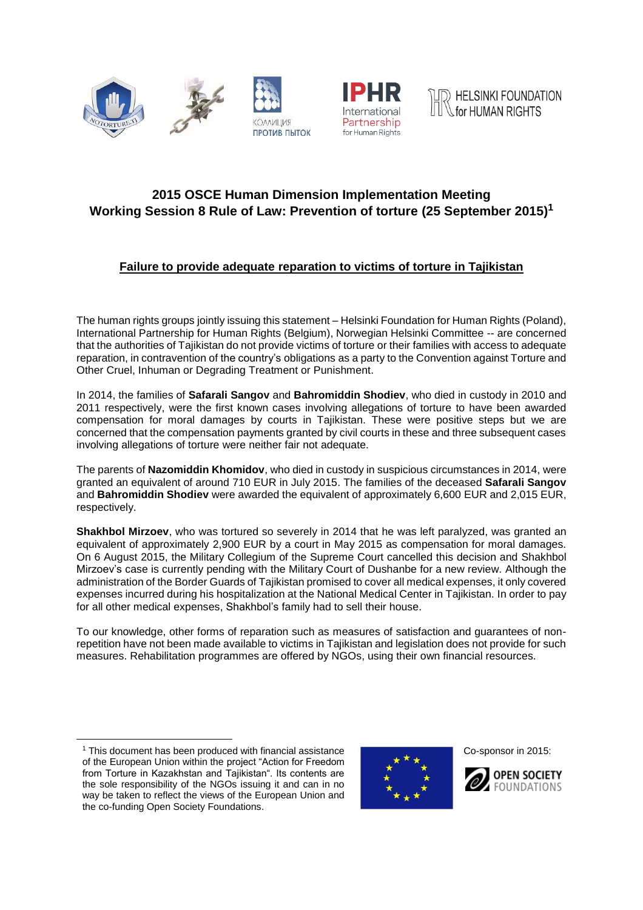## 2015 OSCE Human Dimension Implementation Meeting
## Working Session 8 Rule of Law: Prevention of torture (25 September 2015)[1]

### Failure to provide adequate reparation to victims of torture in Tajikistan

The human rights groups jointly issuing this statement – Helsinki Foundation for Human Rights (Poland), International Partnership for Human Rights (Belgium), Norwegian Helsinki Committee -- are concerned that the authorities of Tajikistan do not provide victims of torture or their families with access to adequate reparation, in contravention of the country's obligations as a party to the Convention against Torture and Other Cruel, Inhuman or Degrading Treatment or Punishment.

In 2014, the families of **Safarali Sangov** and **Bahromiddin Shodiev**, who died in custody in 2010 and 2011 respectively, were the first known cases involving allegations of torture to have been awarded compensation for moral damages by courts in Tajikistan. These were positive steps but we are concerned that the compensation payments granted by civil courts in these and three subsequent cases involving allegations of torture were neither fair not adequate.

The parents of **Nazomiddin Khomidov**, who died in custody in suspicious circumstances in 2014, were granted an equivalent of around 710 EUR in July 2015. The families of the deceased **Safarali Sangov** and **Bahromiddin Shodiev** were awarded the equivalent of approximately 6,600 EUR and 2,015 EUR, respectively.

**Shakhbol Mirzoev**, who was tortured so severely in 2014 that he was left paralyzed, was granted an equivalent of approximately 2,900 EUR by a court in May 2015 as compensation for moral damages. On 6 August 2015, the Military Collegium of the Supreme Court cancelled this decision and Shakhbol Mirzoev's case is currently pending with the Military Court of Dushanbe for a new review. Although the administration of the Border Guards of Tajikistan promised to cover all medical expenses, it only covered expenses incurred during his hospitalization at the National Medical Center in Tajikistan. In order to pay for all other medical expenses, Shakhbol's family had to sell their house.

To our knowledge, other forms of reparation such as measures of satisfaction and guarantees of non-repetition have not been made available to victims in Tajikistan and legislation does not provide for such measures. Rehabilitation programmes are offered by NGOs, using their own financial resources.

---

[1] This document has been produced with financial assistance of the European Union within the project "Action for Freedom from Torture in Kazakhstan and Tajikistan". Its contents are the sole responsibility of the NGOs issuing it and can in no way be taken to reflect the views of the European Union and the co-funding Open Society Foundations.

Co-sponsor in 2015: OPEN SOCIETY FOUNDATIONS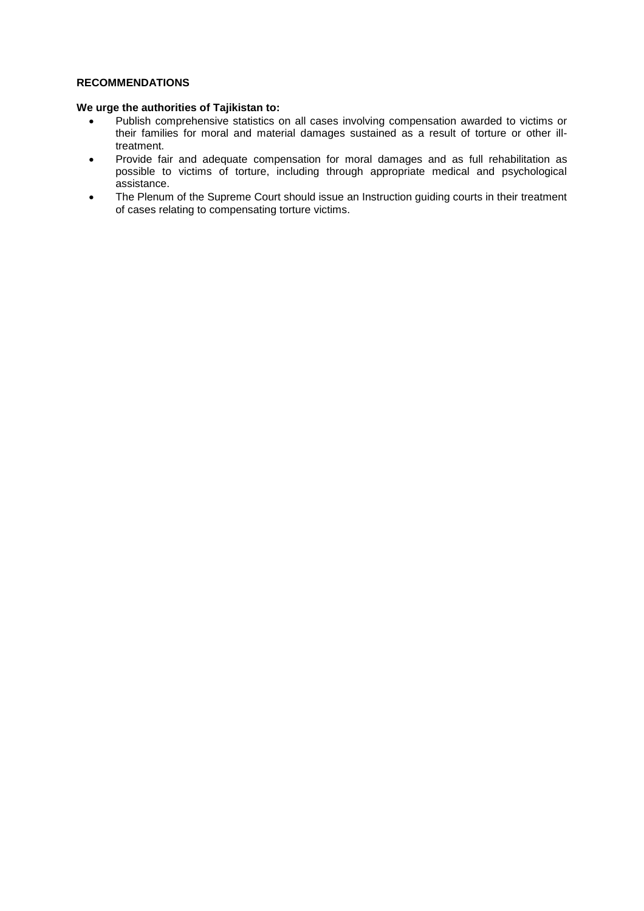## RECOMMENDATIONS

**We urge the authorities of Tajikistan to:**

- Publish comprehensive statistics on all cases involving compensation awarded to victims or their families for moral and material damages sustained as a result of torture or other ill-treatment.
- Provide fair and adequate compensation for moral damages and as full rehabilitation as possible to victims of torture, including through appropriate medical and psychological assistance.
- The Plenum of the Supreme Court should issue an Instruction guiding courts in their treatment of cases relating to compensating torture victims.